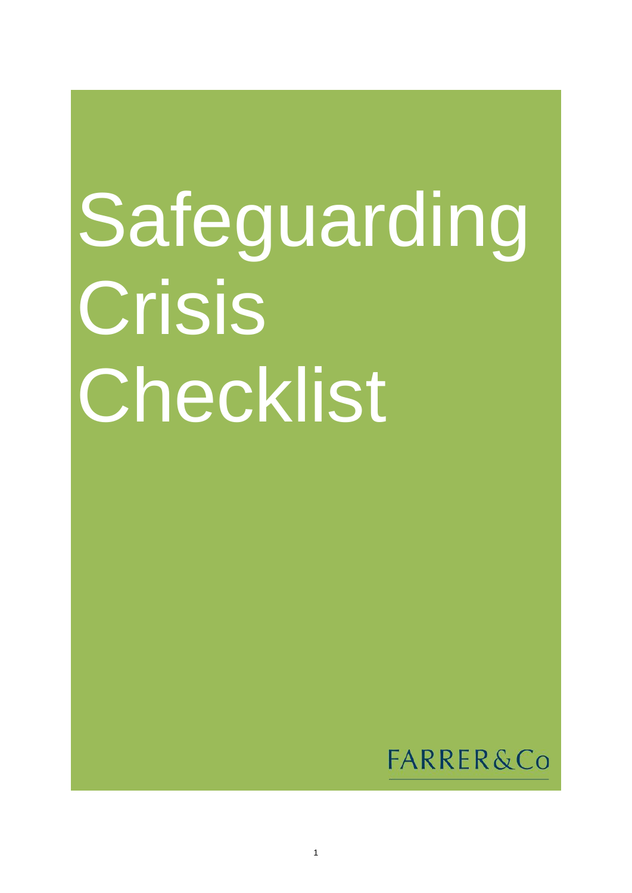# Safeguarding Crisis Checklist

FARRER&Co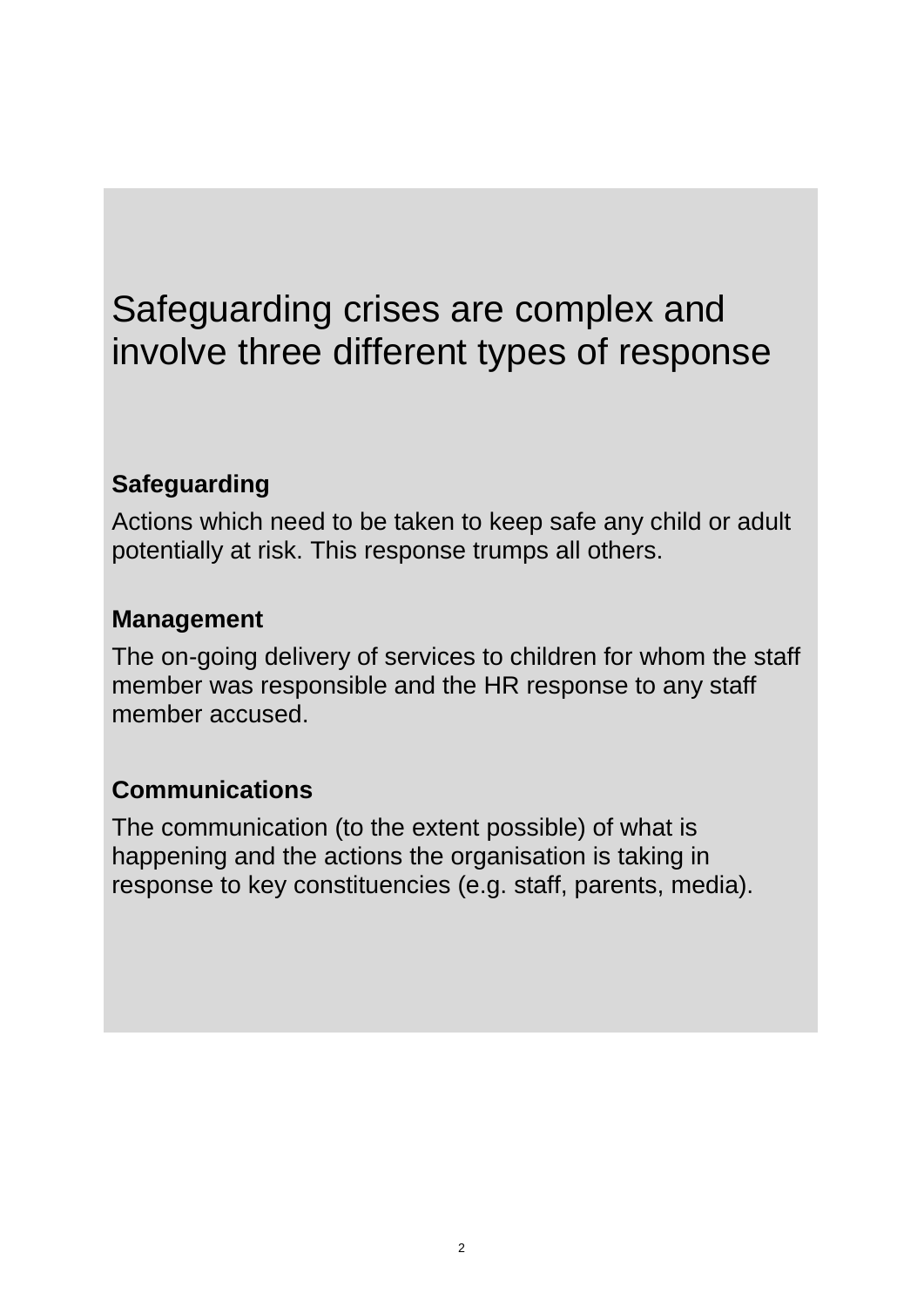# Safeguarding crises are complex and involve three different types of response

**Safeguarding**

Actions which need to be taken to keep safe any child or adult potentially at risk. This response trumps all others.

**Management**

The on-going delivery of services to children for whom the staff member was responsible and the HR response to any staff member accused.

**Communications**

The communication (to the extent possible) of what is happening and the actions the organisation is taking in response to key constituencies (e.g. staff, parents, media).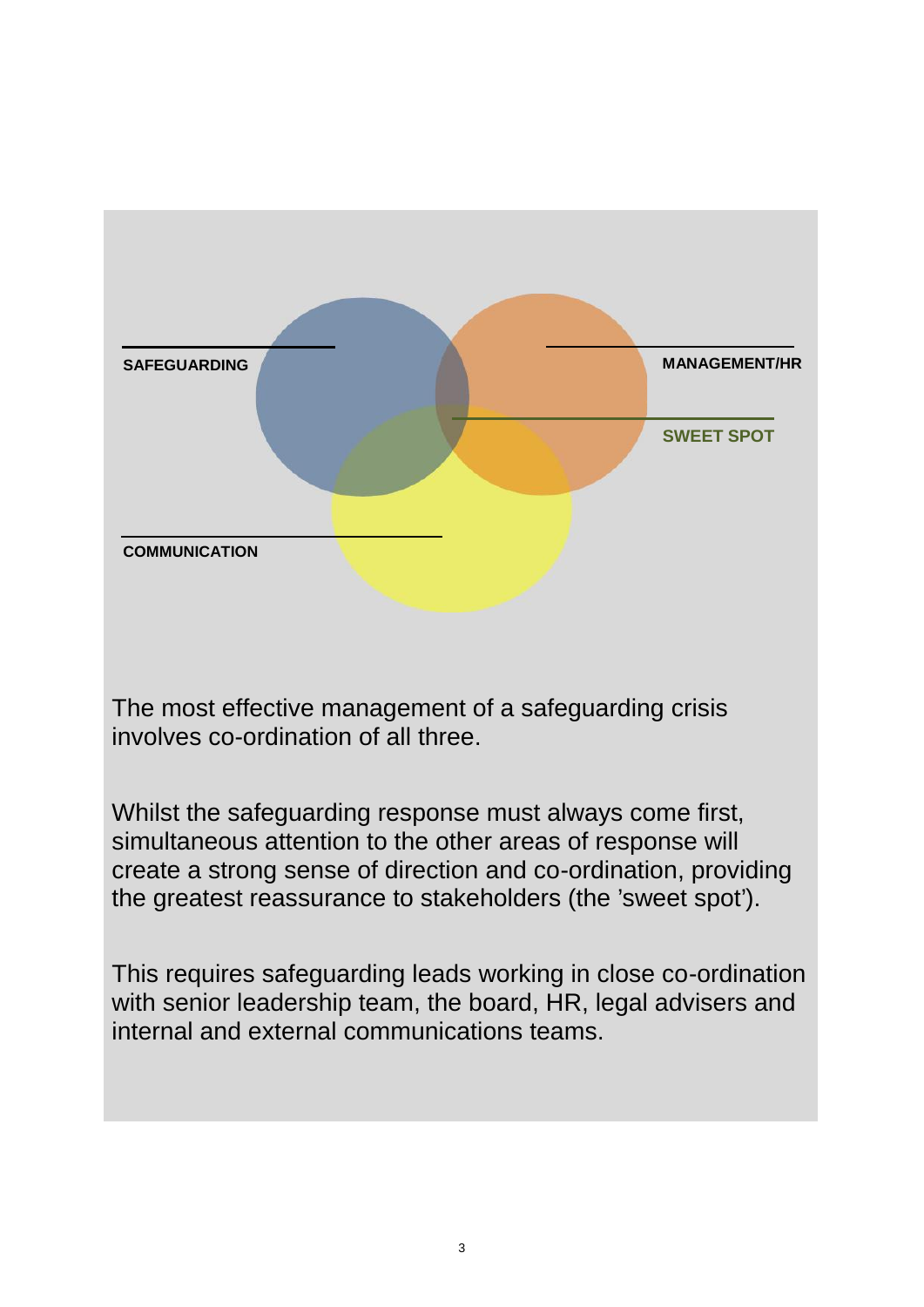SAFEGUARDING

MANAGEMENT/HR

SWEET SPOT

COMMUNICATION

The most effective management of a safeguarding crisis involves co-ordination of all three.

Whilst the safeguarding response must always come first, simultaneous attention to the other areas of response will create a strong sense of direction and co-ordination, providing the greatest reassurance to stakeholders (the 'sweet spot').

This requires safeguarding leads working in close co-ordination with senior leadership team, the board, HR, legal advisers and internal and external communications teams.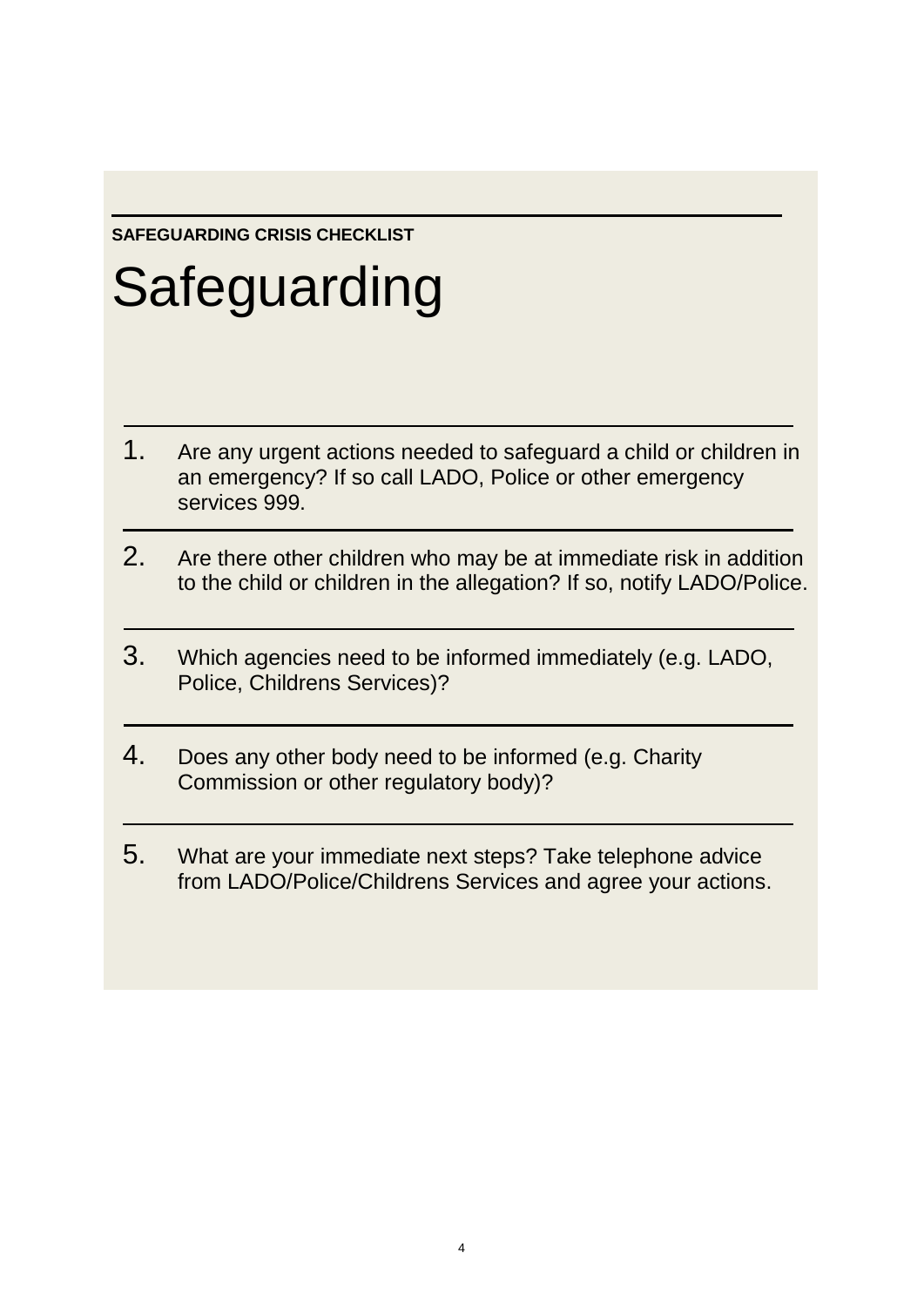**SAFEGUARDING CRISIS CHECKLIST**

# Safeguarding

1. Are any urgent actions needed to safeguard a child or children in an emergency? If so call LADO, Police or other emergency services 999.
2. Are there other children who may be at immediate risk in addition to the child or children in the allegation? If so, notify LADO/Police.
3. Which agencies need to be informed immediately (e.g. LADO, Police, Childrens Services)?
4. Does any other body need to be informed (e.g. Charity Commission or other regulatory body)?
5. What are your immediate next steps? Take telephone advice from LADO/Police/Childrens Services and agree your actions.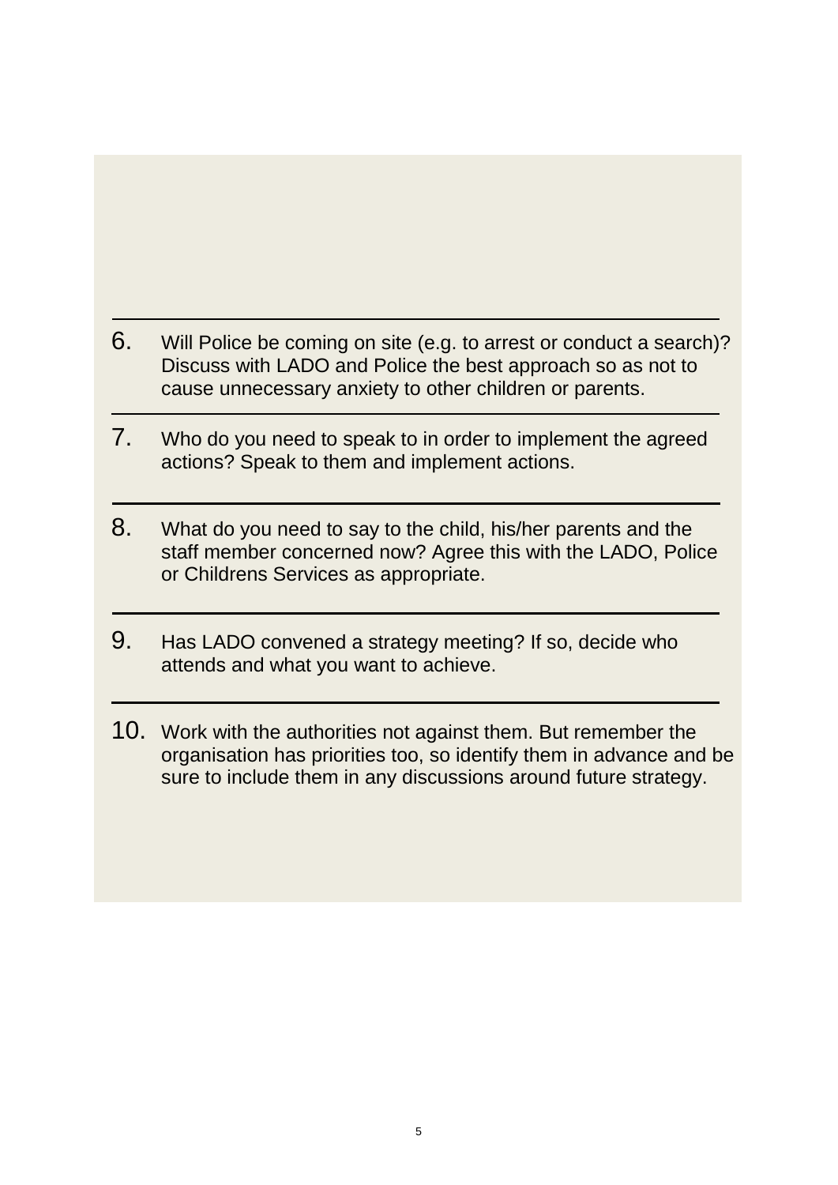6. Will Police be coming on site (e.g. to arrest or conduct a search)? Discuss with LADO and Police the best approach so as not to cause unnecessary anxiety to other children or parents.

---

7. Who do you need to speak to in order to implement the agreed actions? Speak to them and implement actions.

---

8. What do you need to say to the child, his/her parents and the staff member concerned now? Agree this with the LADO, Police or Childrens Services as appropriate.

---

9. Has LADO convened a strategy meeting? If so, decide who attends and what you want to achieve.

---

10. Work with the authorities not against them. But remember the organisation has priorities too, so identify them in advance and be sure to include them in any discussions around future strategy.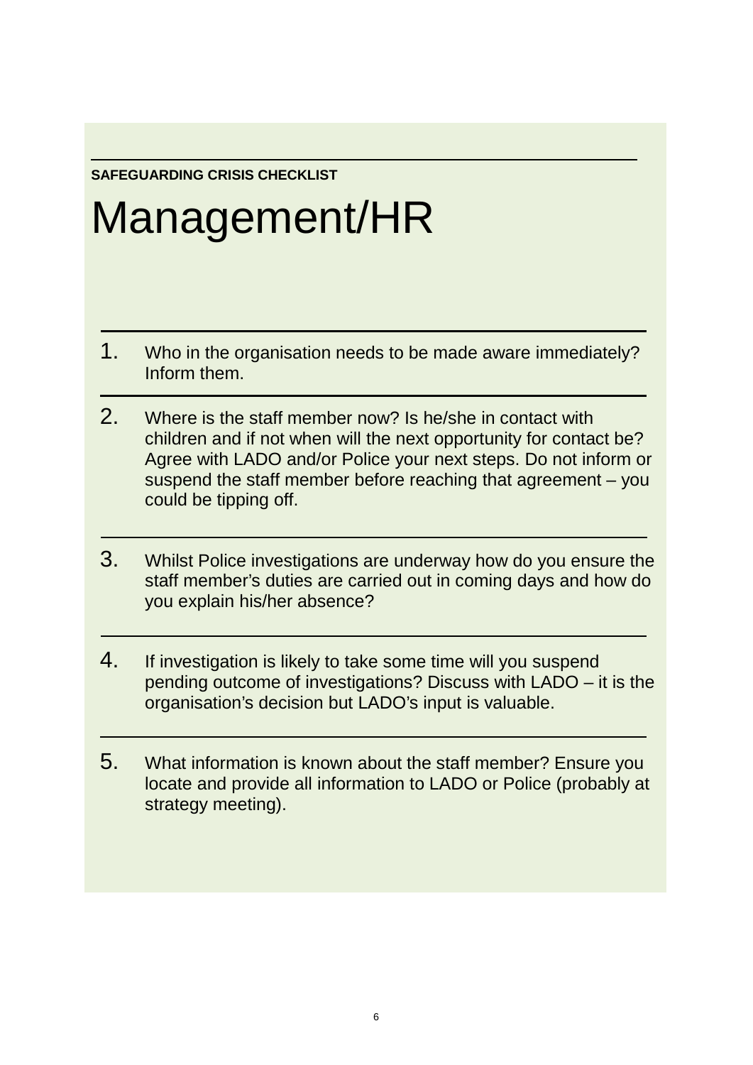**SAFEGUARDING CRISIS CHECKLIST**

# Management/HR

1. Who in the organisation needs to be made aware immediately? Inform them.

2. Where is the staff member now? Is he/she in contact with children and if not when will the next opportunity for contact be? Agree with LADO and/or Police your next steps. Do not inform or suspend the staff member before reaching that agreement – you could be tipping off.

3. Whilst Police investigations are underway how do you ensure the staff member's duties are carried out in coming days and how do you explain his/her absence?

4. If investigation is likely to take some time will you suspend pending outcome of investigations? Discuss with LADO – it is the organisation's decision but LADO's input is valuable.

5. What information is known about the staff member? Ensure you locate and provide all information to LADO or Police (probably at strategy meeting).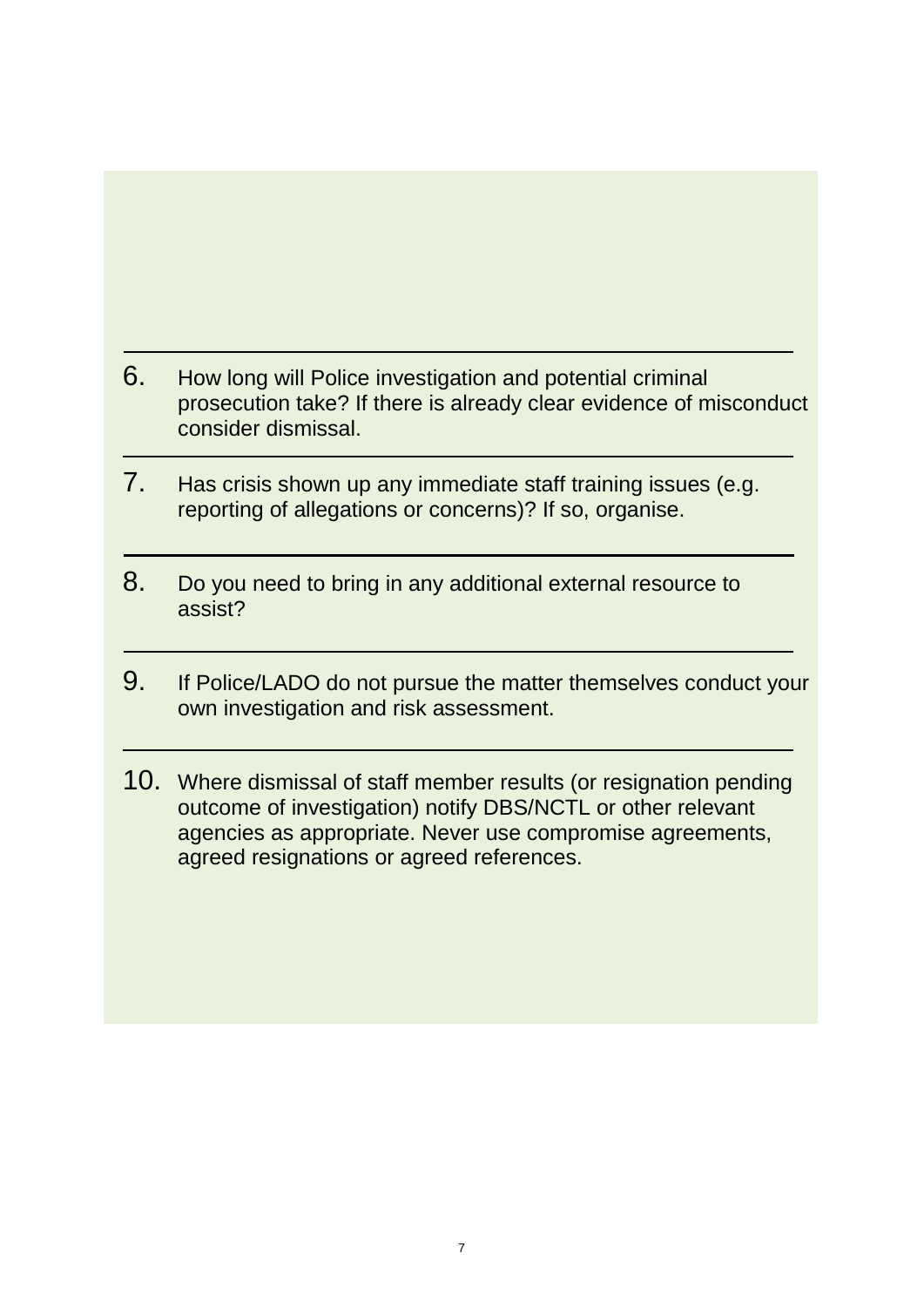6. How long will Police investigation and potential criminal prosecution take? If there is already clear evidence of misconduct consider dismissal.

7. Has crisis shown up any immediate staff training issues (e.g. reporting of allegations or concerns)? If so, organise.

8. Do you need to bring in any additional external resource to assist?

9. If Police/LADO do not pursue the matter themselves conduct your own investigation and risk assessment.

10. Where dismissal of staff member results (or resignation pending outcome of investigation) notify DBS/NCTL or other relevant agencies as appropriate. Never use compromise agreements, agreed resignations or agreed references.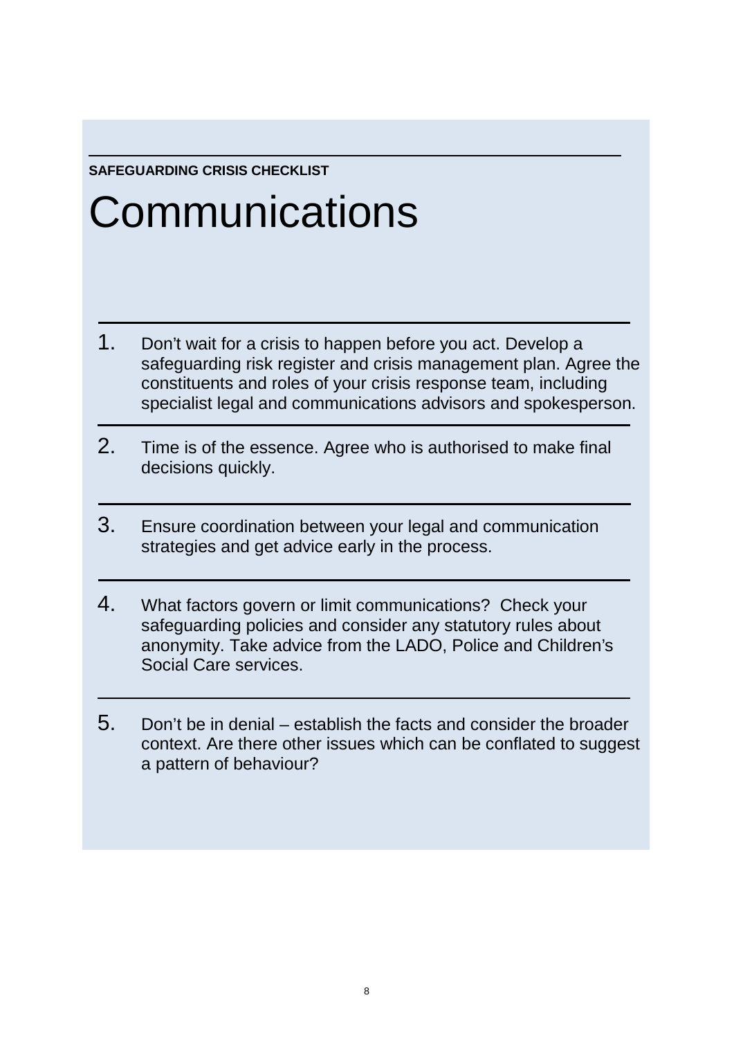**SAFEGUARDING CRISIS CHECKLIST**

# Communications

1. Don't wait for a crisis to happen before you act. Develop a safeguarding risk register and crisis management plan. Agree the constituents and roles of your crisis response team, including specialist legal and communications advisors and spokesperson.

2. Time is of the essence. Agree who is authorised to make final decisions quickly.

3. Ensure coordination between your legal and communication strategies and get advice early in the process.

4. What factors govern or limit communications? Check your safeguarding policies and consider any statutory rules about anonymity. Take advice from the LADO, Police and Children's Social Care services.

5. Don't be in denial – establish the facts and consider the broader context. Are there other issues which can be conflated to suggest a pattern of behaviour?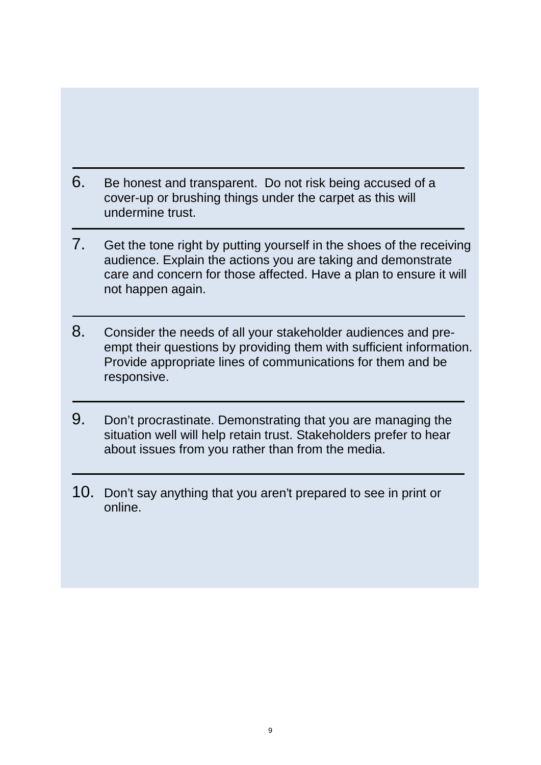6. Be honest and transparent.  Do not risk being accused of a cover-up or brushing things under the carpet as this will undermine trust.

---

7. Get the tone right by putting yourself in the shoes of the receiving audience. Explain the actions you are taking and demonstrate care and concern for those affected. Have a plan to ensure it will not happen again.

---

8. Consider the needs of all your stakeholder audiences and pre-empt their questions by providing them with sufficient information. Provide appropriate lines of communications for them and be responsive.

---

9. Don’t procrastinate. Demonstrating that you are managing the situation well will help retain trust. Stakeholders prefer to hear about issues from you rather than from the media.

---

10. Don’t say anything that you aren’t prepared to see in print or online.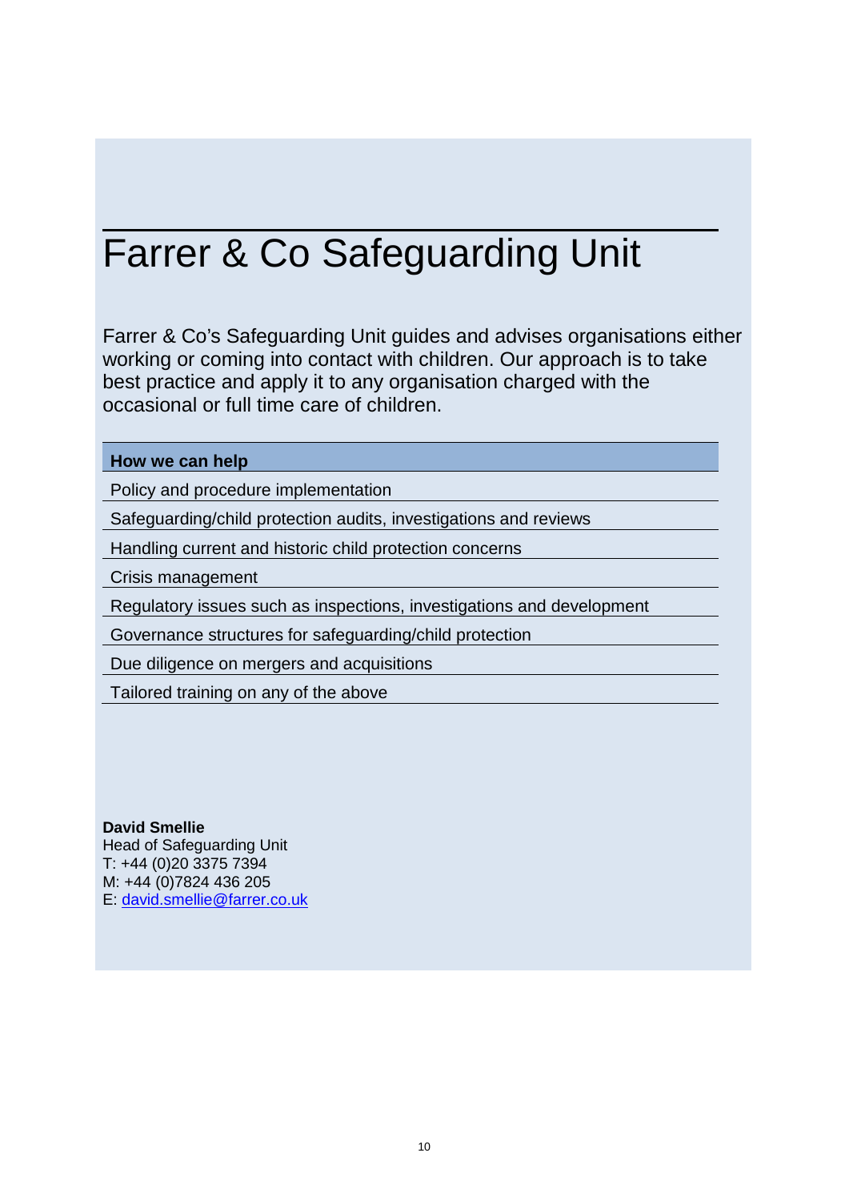# Farrer & Co Safeguarding Unit

Farrer & Co's Safeguarding Unit guides and advises organisations either working or coming into contact with children. Our approach is to take best practice and apply it to any organisation charged with the occasional or full time care of children.

| How we can help |
|---|
| Policy and procedure implementation |
| Safeguarding/child protection audits, investigations and reviews |
| Handling current and historic child protection concerns |
| Crisis management |
| Regulatory issues such as inspections, investigations and development |
| Governance structures for safeguarding/child protection |
| Due diligence on mergers and acquisitions |
| Tailored training on any of the above |

**David Smellie**
Head of Safeguarding Unit
T: +44 (0)20 3375 7394
M: +44 (0)7824 436 205
E: david.smellie@farrer.co.uk